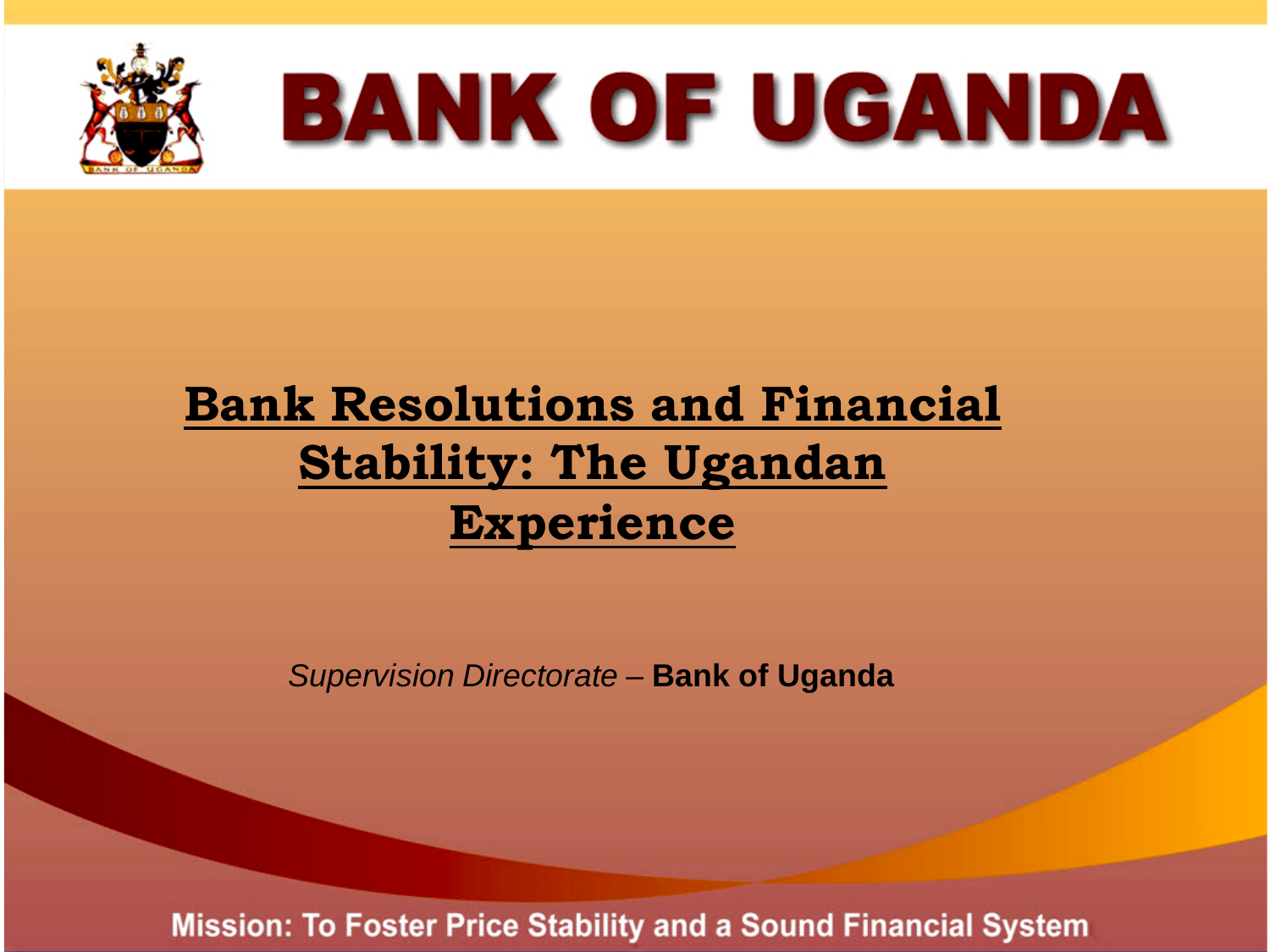# BANK OF UGANDA

## Bank Resolutions and Financial Stability: The Ugandan Experience

*Supervision Directorate* – **Bank of Uganda**

Mission: To Foster Price Stability and a Sound Financial System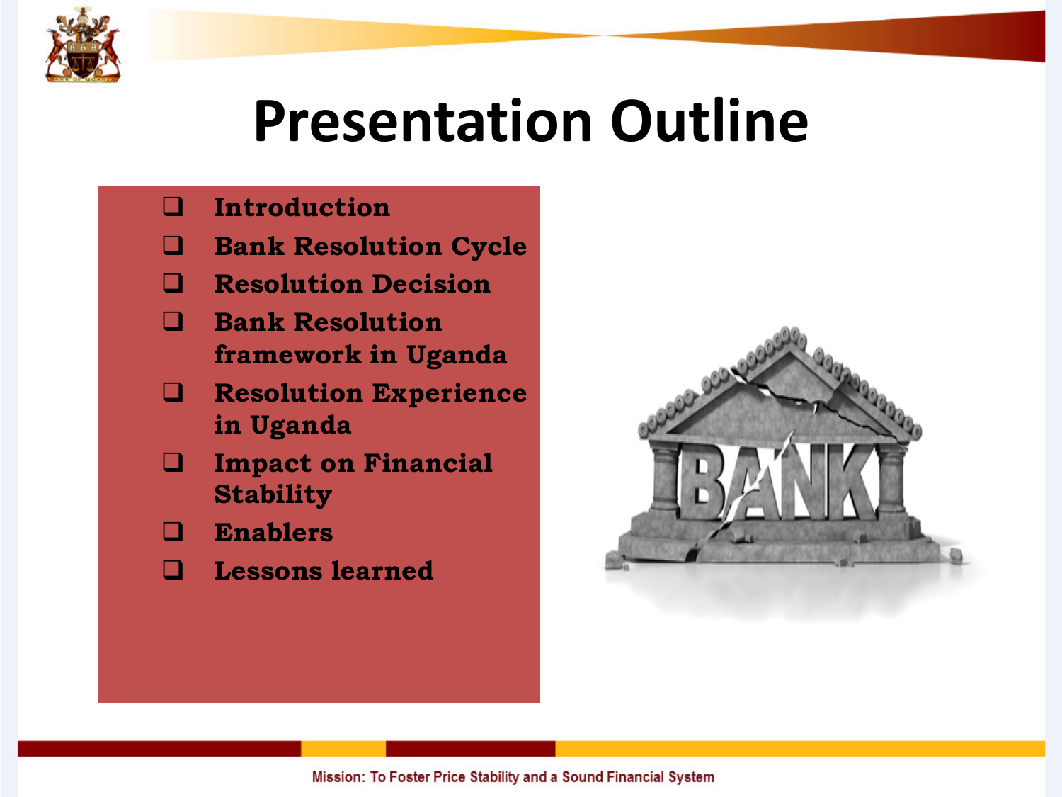# Presentation Outline

- Introduction
- Bank Resolution Cycle
- Resolution Decision
- Bank Resolution framework in Uganda
- Resolution Experience in Uganda
- Impact on Financial Stability
- Enablers
- Lessons learned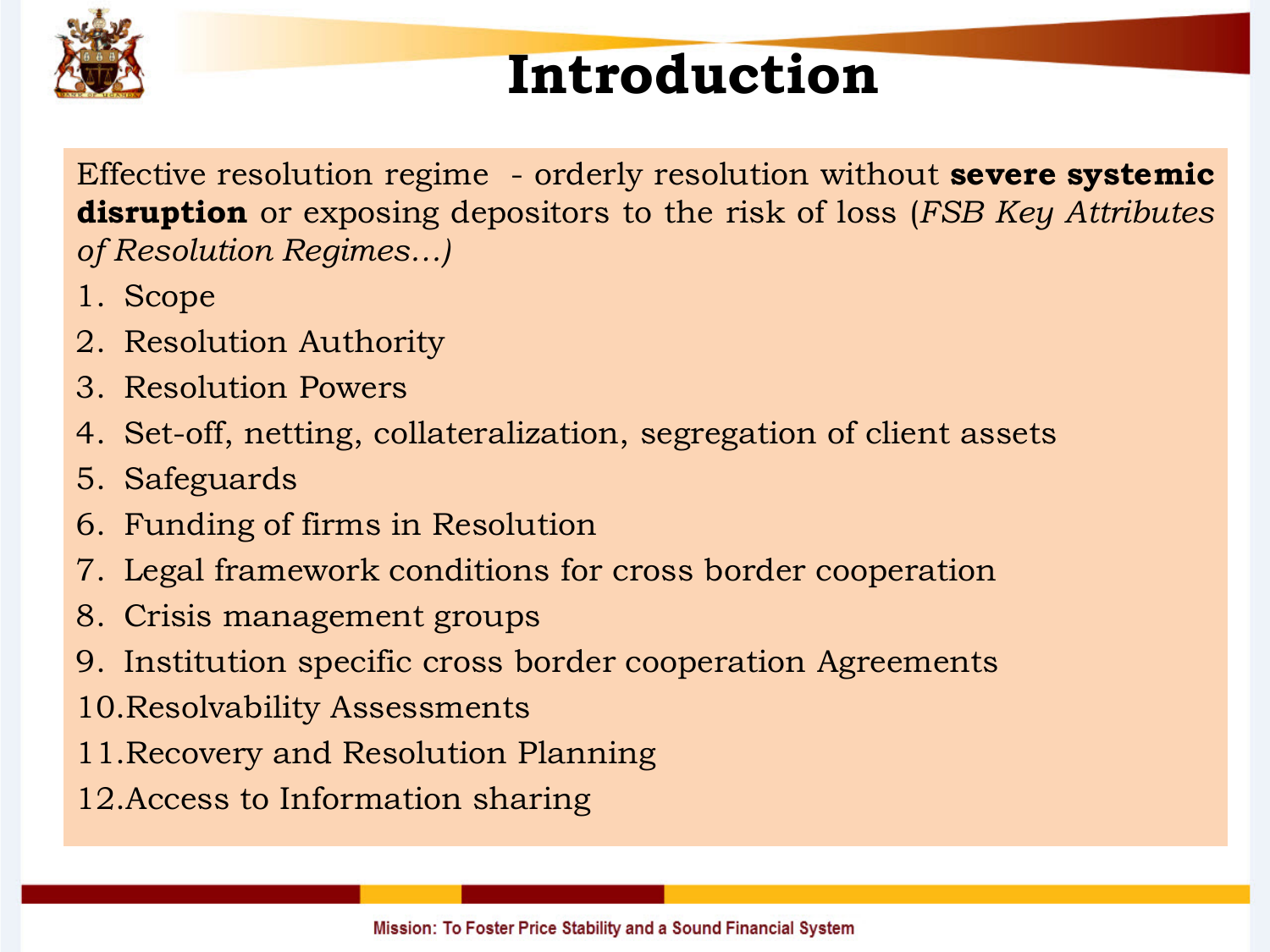# Introduction

Effective resolution regime - orderly resolution without **severe systemic disruption** or exposing depositors to the risk of loss (*FSB Key Attributes of Resolution Regimes…)*

1. Scope
2. Resolution Authority
3. Resolution Powers
4. Set-off, netting, collateralization, segregation of client assets
5. Safeguards
6. Funding of firms in Resolution
7. Legal framework conditions for cross border cooperation
8. Crisis management groups
9. Institution specific cross border cooperation Agreements
10. Resolvability Assessments
11. Recovery and Resolution Planning
12. Access to Information sharing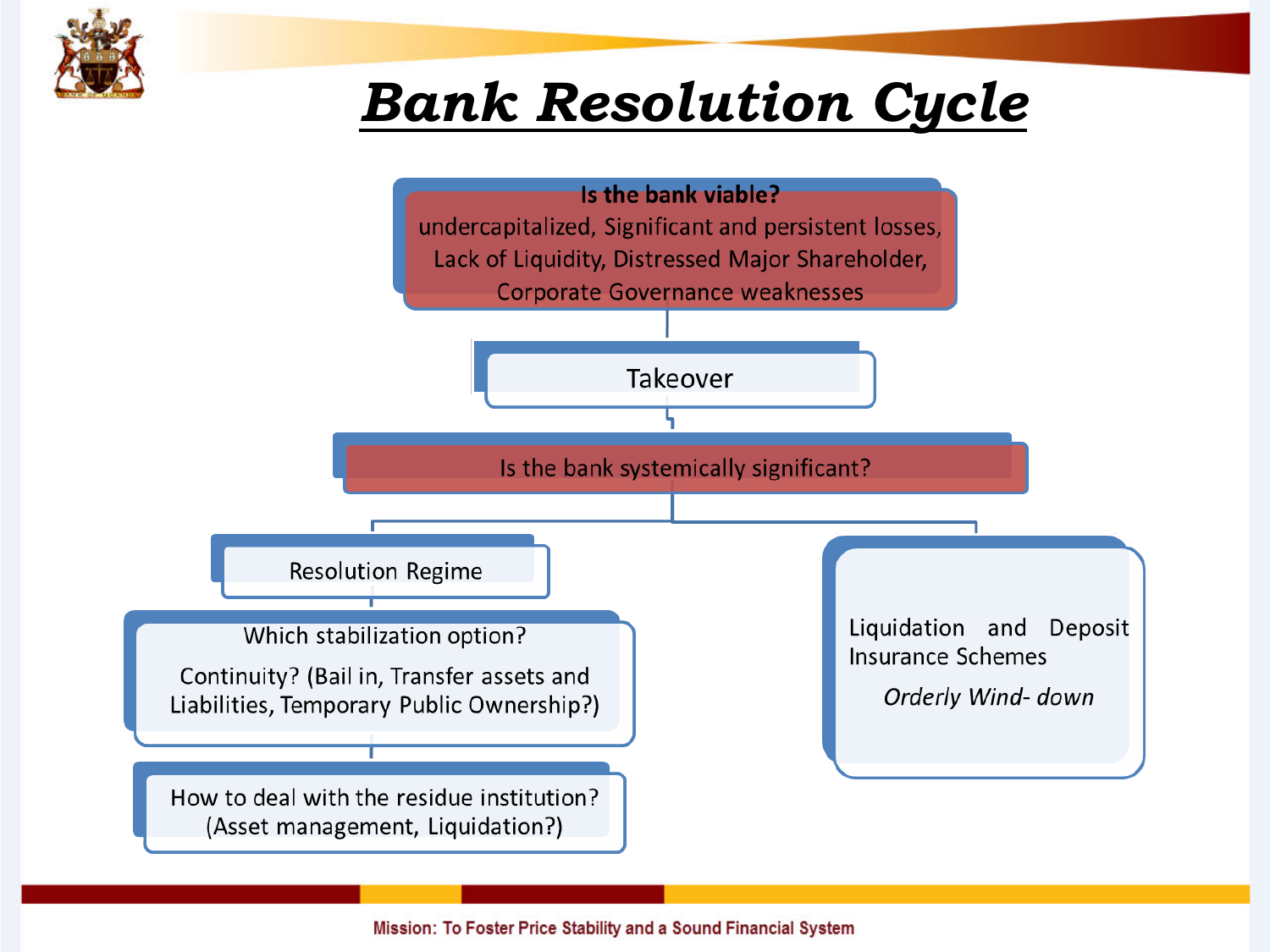# Bank Resolution Cycle

**Is the bank viable?**
undercapitalized, Significant and persistent losses, Lack of Liquidity, Distressed Major Shareholder, Corporate Governance weaknesses

Takeover

Is the bank systemically significant?

Resolution Regime

Which stabilization option?

Continuity? (Bail in, Transfer assets and Liabilities, Temporary Public Ownership?)

How to deal with the residue institution? (Asset management, Liquidation?)

Liquidation and Deposit Insurance Schemes

*Orderly Wind- down*

Mission: To Foster Price Stability and a Sound Financial System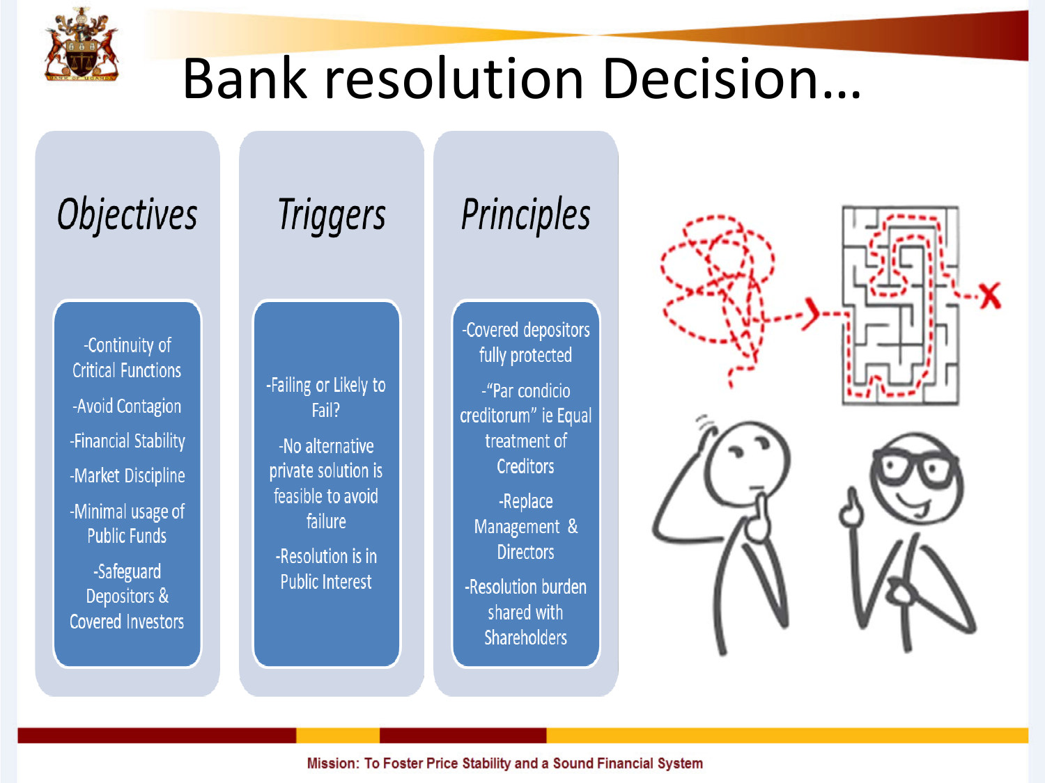# Bank resolution Decision…

## Objectives

- -Continuity of Critical Functions
- -Avoid Contagion
- -Financial Stability
- -Market Discipline
- -Minimal usage of Public Funds
- -Safeguard Depositors & Covered Investors

## Triggers

- -Failing or Likely to Fail?
- -No alternative private solution is feasible to avoid failure
- -Resolution is in Public Interest

## Principles

- -Covered depositors fully protected
- -"Par condicio creditorum" ie Equal treatment of Creditors
- -Replace Management & Directors
- -Resolution burden shared with Shareholders

Mission: To Foster Price Stability and a Sound Financial System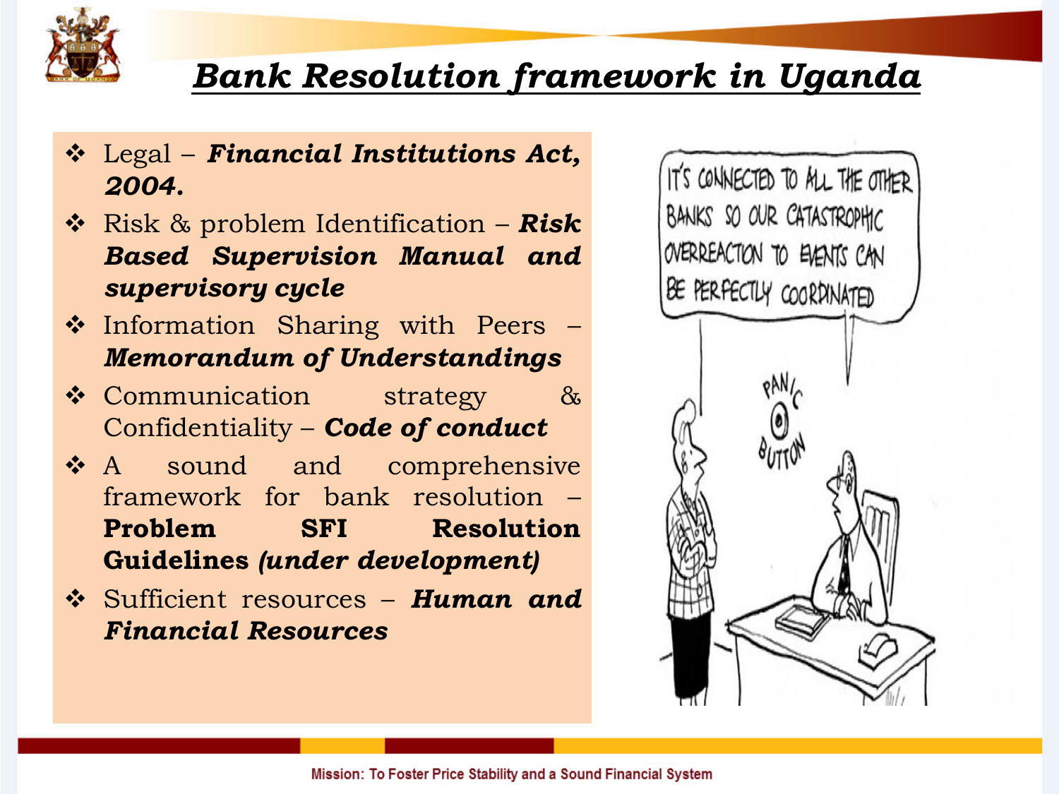# Bank Resolution framework in Uganda

- Legal – ***Financial Institutions Act, 2004.***
- Risk & problem Identification – ***Risk Based Supervision Manual and supervisory cycle***
- Information Sharing with Peers – ***Memorandum of Understandings***
- Communication strategy & Confidentiality – ***Code of conduct***
- A sound and comprehensive framework for bank resolution – **Problem SFI Resolution Guidelines *(under development)***
- Sufficient resources – ***Human and Financial Resources***

Mission: To Foster Price Stability and a Sound Financial System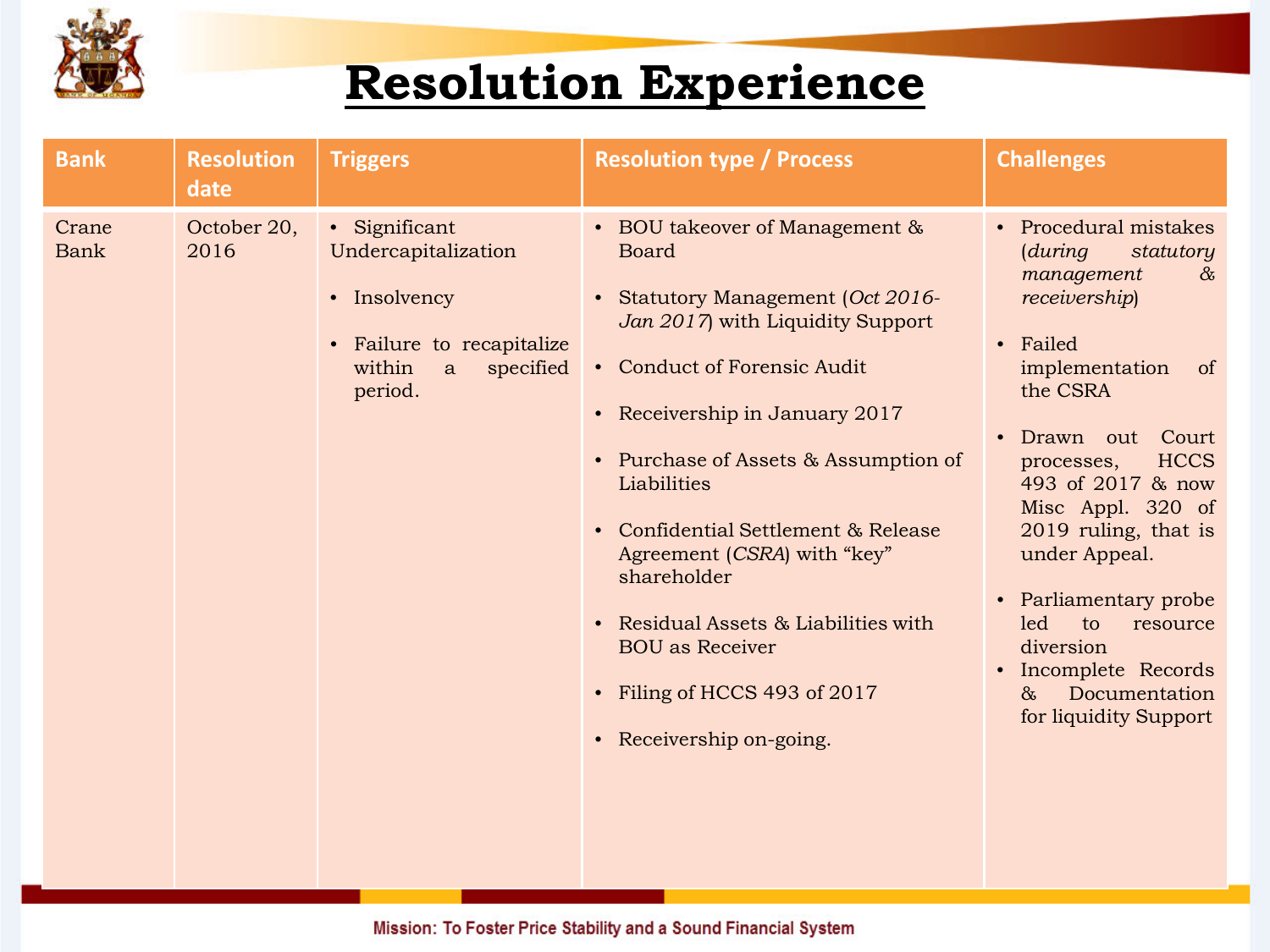# Resolution Experience

| Bank | Resolution date | Triggers | Resolution type / Process | Challenges |
|---|---|---|---|---|
| Crane Bank | October 20, 2016 | • Significant Undercapitalization<br>• Insolvency<br>• Failure to recapitalize within a specified period. | • BOU takeover of Management & Board<br>• Statutory Management (*Oct 2016-Jan 2017*) with Liquidity Support<br>• Conduct of Forensic Audit<br>• Receivership in January 2017<br>• Purchase of Assets & Assumption of Liabilities<br>• Confidential Settlement & Release Agreement (*CSRA*) with "key" shareholder<br>• Residual Assets & Liabilities with BOU as Receiver<br>• Filing of HCCS 493 of 2017<br>• Receivership on-going. | • Procedural mistakes (*during statutory management & receivership*)<br>• Failed implementation of the CSRA<br>• Drawn out Court processes, HCCS 493 of 2017 & now Misc Appl. 320 of 2019 ruling, that is under Appeal.<br>• Parliamentary probe led to resource diversion<br>• Incomplete Records & Documentation for liquidity Support |

Mission: To Foster Price Stability and a Sound Financial System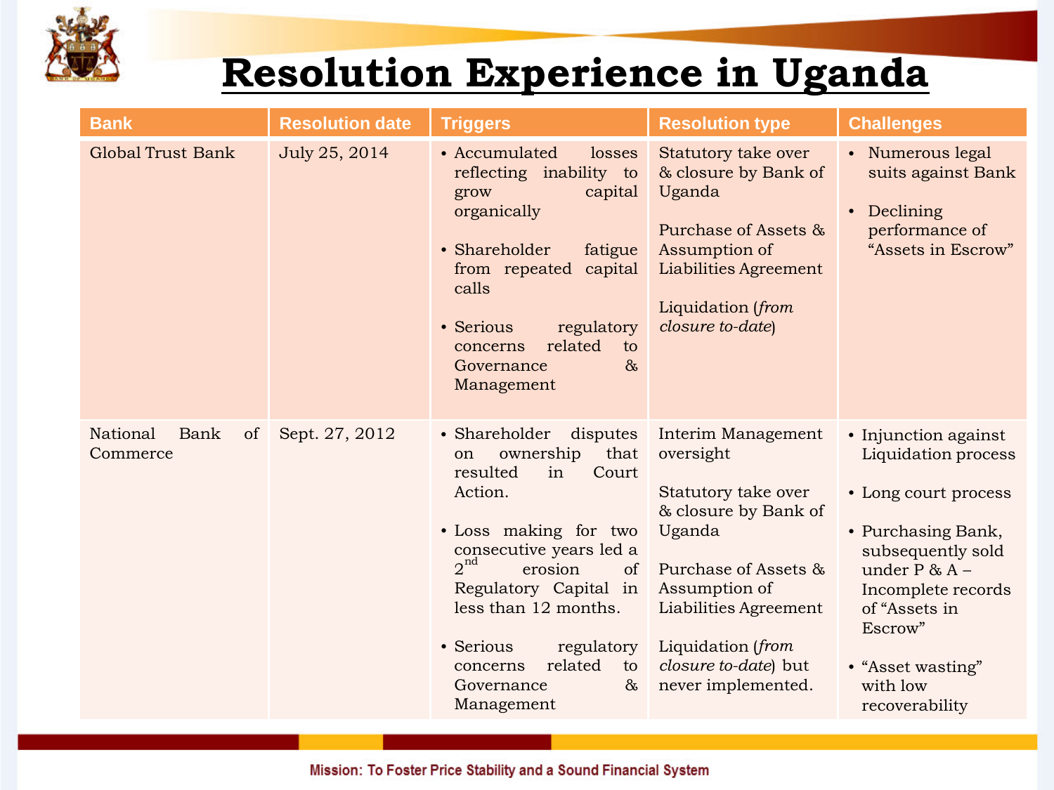# Resolution Experience in Uganda

| Bank | Resolution date | Triggers | Resolution type | Challenges |
|---|---|---|---|---|
| Global Trust Bank | July 25, 2014 | • Accumulated losses reflecting inability to grow capital organically<br>• Shareholder fatigue from repeated capital calls<br>• Serious regulatory concerns related to Governance & Management | Statutory take over & closure by Bank of Uganda<br><br>Purchase of Assets & Assumption of Liabilities Agreement<br><br>Liquidation (*from closure to-date*) | • Numerous legal suits against Bank<br>• Declining performance of "Assets in Escrow" |
| National Bank of Commerce | Sept. 27, 2012 | • Shareholder disputes on ownership that resulted in Court Action.<br>• Loss making for two consecutive years led a 2nd erosion of Regulatory Capital in less than 12 months.<br>• Serious regulatory concerns related to Governance & Management | Interim Management oversight<br><br>Statutory take over & closure by Bank of Uganda<br><br>Purchase of Assets & Assumption of Liabilities Agreement<br><br>Liquidation (*from closure to-date*) but never implemented. | • Injunction against Liquidation process<br>• Long court process<br>• Purchasing Bank, subsequently sold under P & A – Incomplete records of "Assets in Escrow"<br>• "Asset wasting" with low recoverability |

Mission: To Foster Price Stability and a Sound Financial System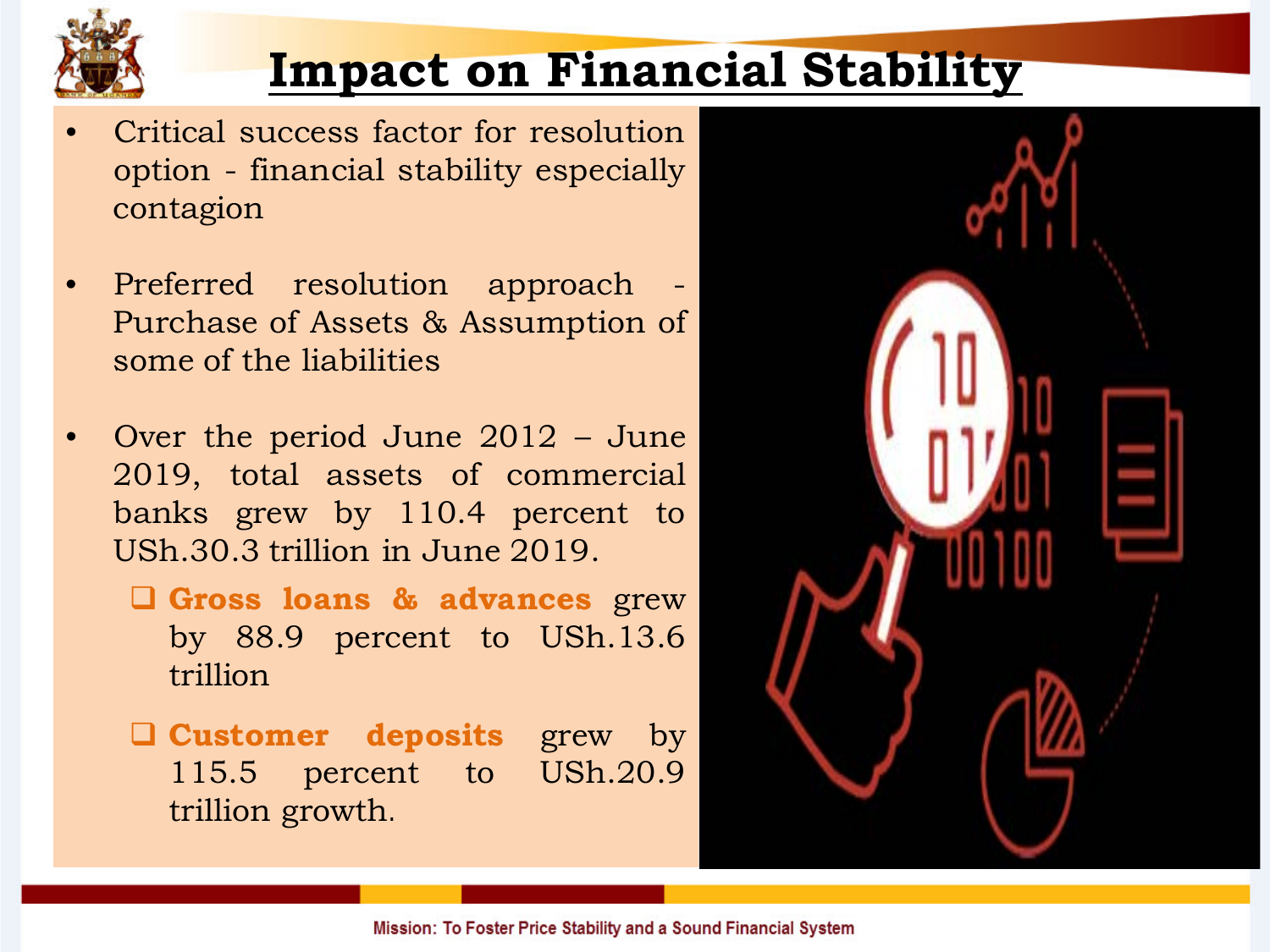# Impact on Financial Stability

- Critical success factor for resolution option - financial stability especially contagion

- Preferred resolution approach - Purchase of Assets & Assumption of some of the liabilities

- Over the period June 2012 – June 2019, total assets of commercial banks grew by 110.4 percent to USh.30.3 trillion in June 2019.
  - **Gross loans & advances** grew by 88.9 percent to USh.13.6 trillion
  - **Customer deposits** grew by 115.5 percent to USh.20.9 trillion growth.

Mission: To Foster Price Stability and a Sound Financial System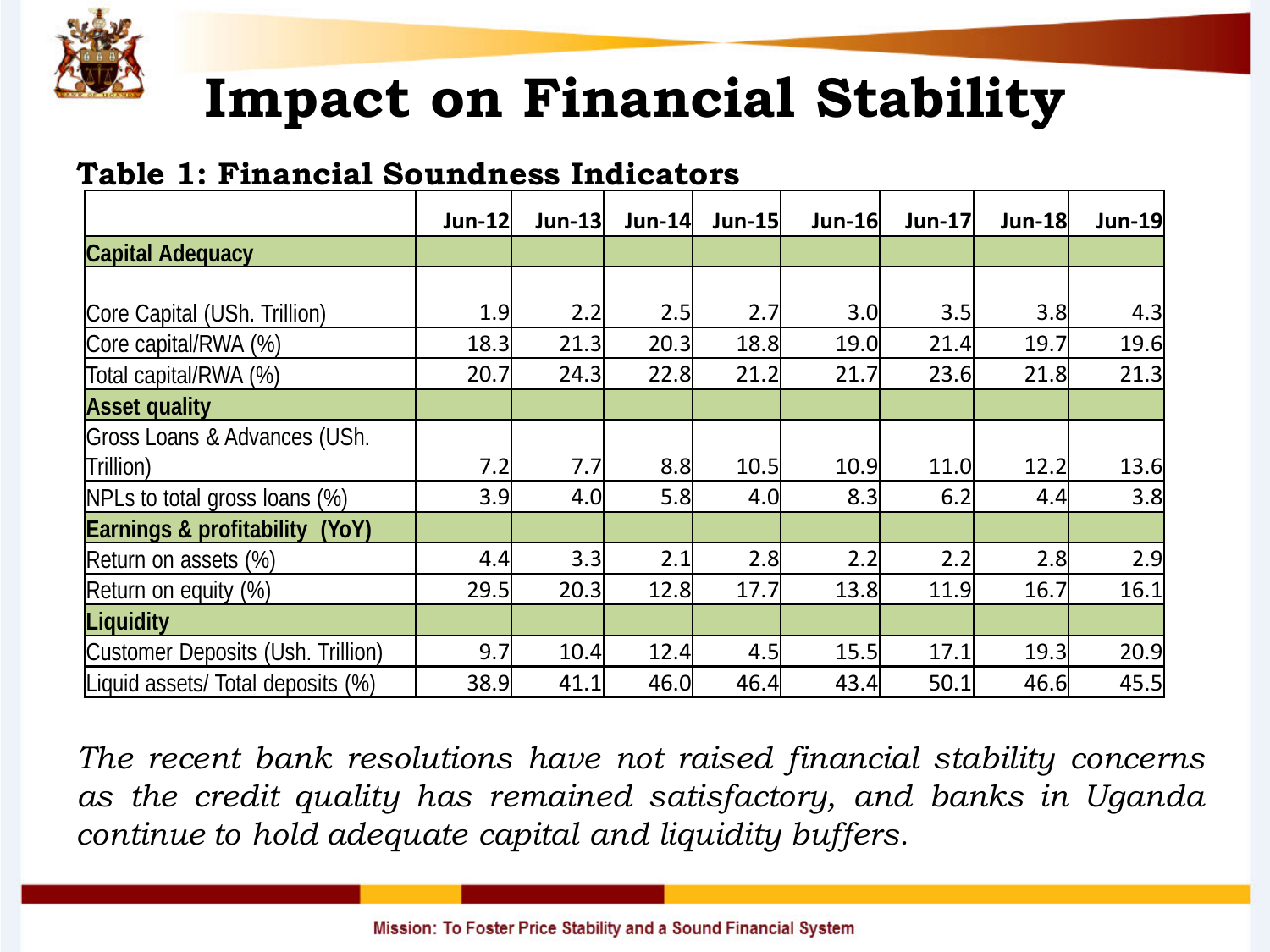# Impact on Financial Stability

**Table 1: Financial Soundness Indicators**

| | Jun-12 | Jun-13 | Jun-14 | Jun-15 | Jun-16 | Jun-17 | Jun-18 | Jun-19 |
|---|---|---|---|---|---|---|---|---|
| **Capital Adequacy** | | | | | | | | |
| Core Capital (USh. Trillion) | 1.9 | 2.2 | 2.5 | 2.7 | 3.0 | 3.5 | 3.8 | 4.3 |
| Core capital/RWA (%) | 18.3 | 21.3 | 20.3 | 18.8 | 19.0 | 21.4 | 19.7 | 19.6 |
| Total capital/RWA (%) | 20.7 | 24.3 | 22.8 | 21.2 | 21.7 | 23.6 | 21.8 | 21.3 |
| **Asset quality** | | | | | | | | |
| Gross Loans & Advances (USh. Trillion) | 7.2 | 7.7 | 8.8 | 10.5 | 10.9 | 11.0 | 12.2 | 13.6 |
| NPLs to total gross loans (%) | 3.9 | 4.0 | 5.8 | 4.0 | 8.3 | 6.2 | 4.4 | 3.8 |
| **Earnings & profitability (YoY)** | | | | | | | | |
| Return on assets (%) | 4.4 | 3.3 | 2.1 | 2.8 | 2.2 | 2.2 | 2.8 | 2.9 |
| Return on equity (%) | 29.5 | 20.3 | 12.8 | 17.7 | 13.8 | 11.9 | 16.7 | 16.1 |
| **Liquidity** | | | | | | | | |
| Customer Deposits (Ush. Trillion) | 9.7 | 10.4 | 12.4 | 4.5 | 15.5 | 17.1 | 19.3 | 20.9 |
| Liquid assets/ Total deposits (%) | 38.9 | 41.1 | 46.0 | 46.4 | 43.4 | 50.1 | 46.6 | 45.5 |

*The recent bank resolutions have not raised financial stability concerns as the credit quality has remained satisfactory, and banks in Uganda continue to hold adequate capital and liquidity buffers.*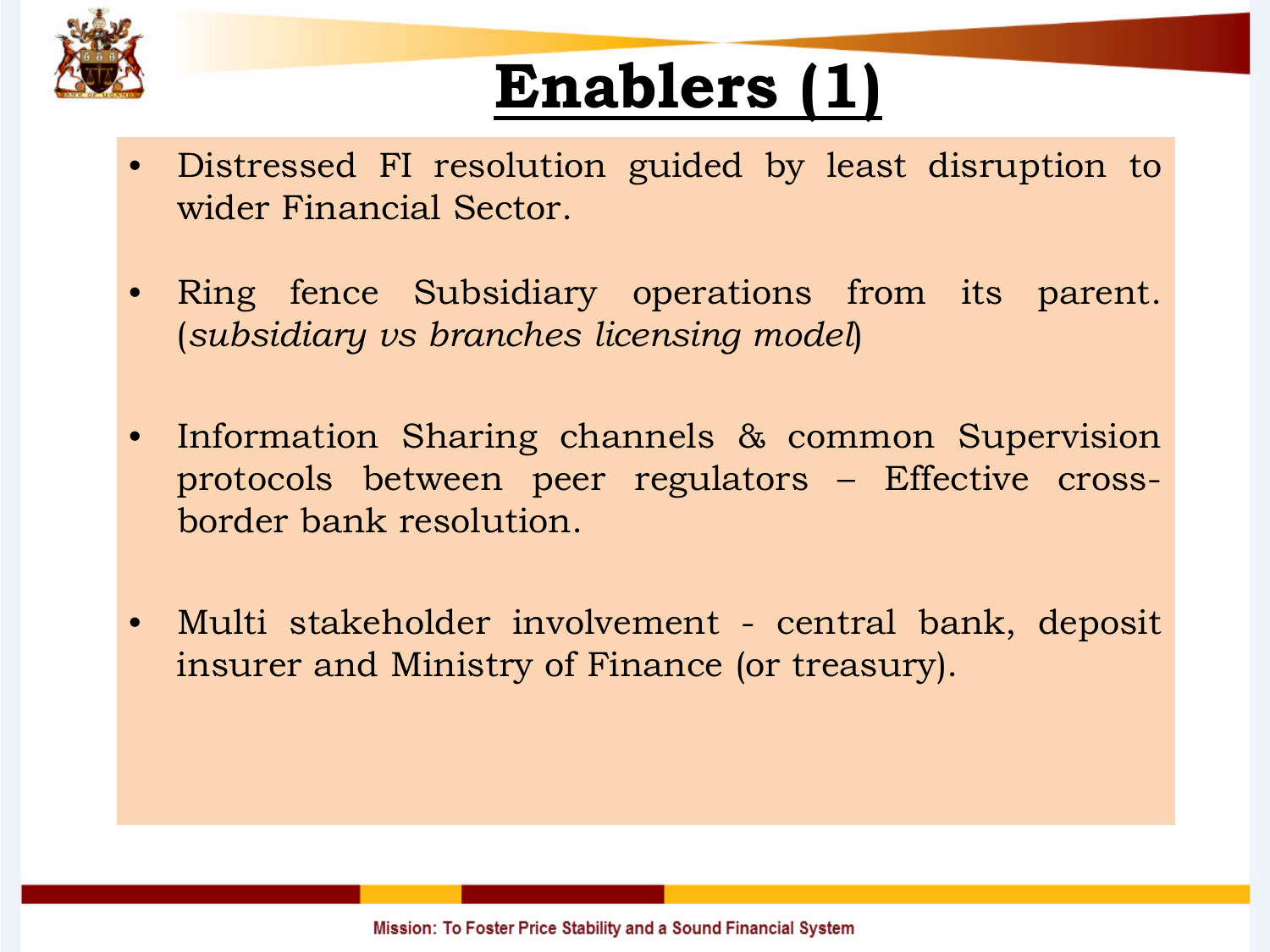# Enablers (1)

- Distressed FI resolution guided by least disruption to wider Financial Sector.
- Ring fence Subsidiary operations from its parent. (*subsidiary vs branches licensing model*)
- Information Sharing channels & common Supervision protocols between peer regulators – Effective cross-border bank resolution.
- Multi stakeholder involvement - central bank, deposit insurer and Ministry of Finance (or treasury).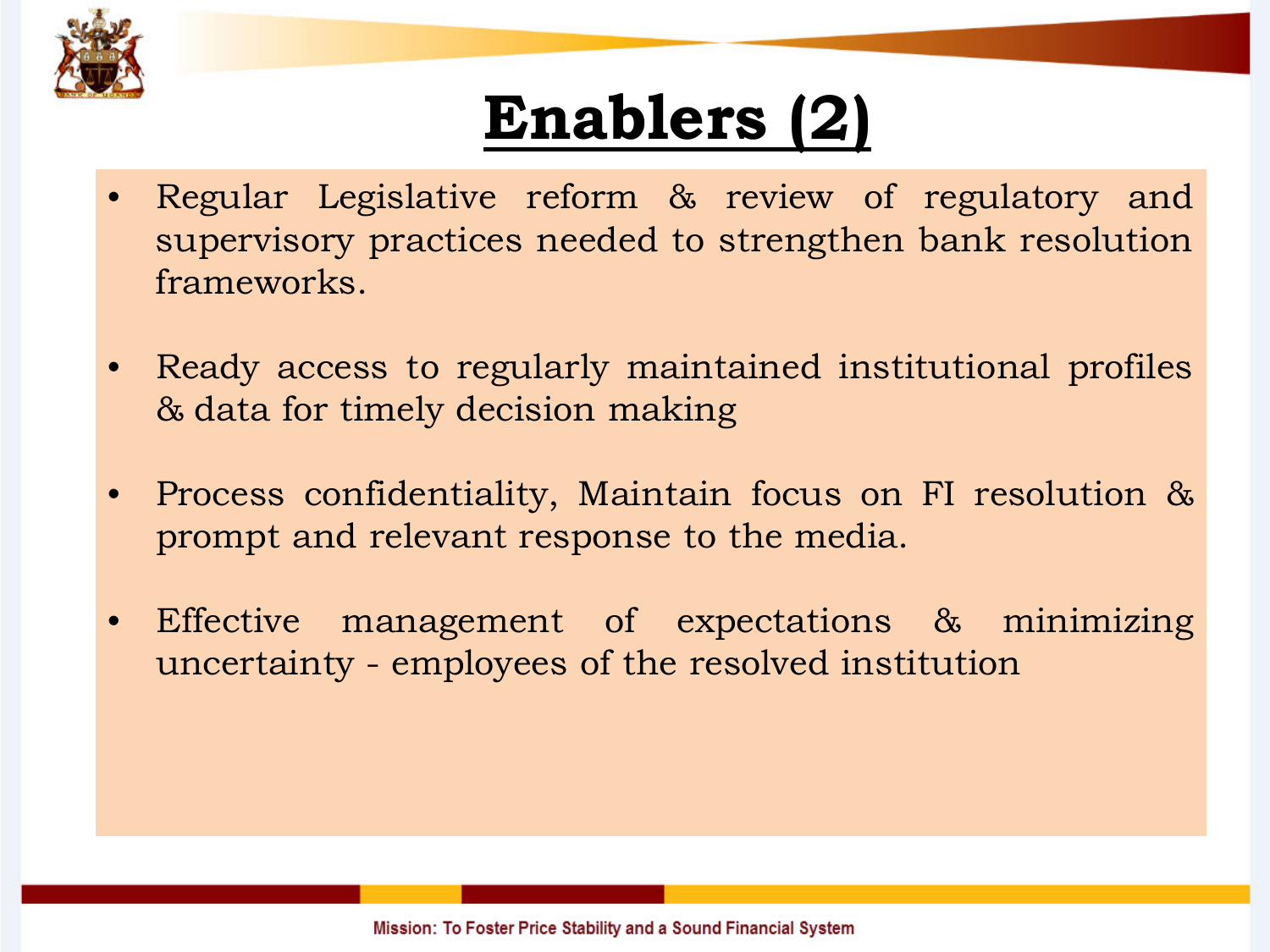# Enablers (2)

- Regular Legislative reform & review of regulatory and supervisory practices needed to strengthen bank resolution frameworks.

- Ready access to regularly maintained institutional profiles & data for timely decision making

- Process confidentiality, Maintain focus on FI resolution & prompt and relevant response to the media.

- Effective management of expectations & minimizing uncertainty - employees of the resolved institution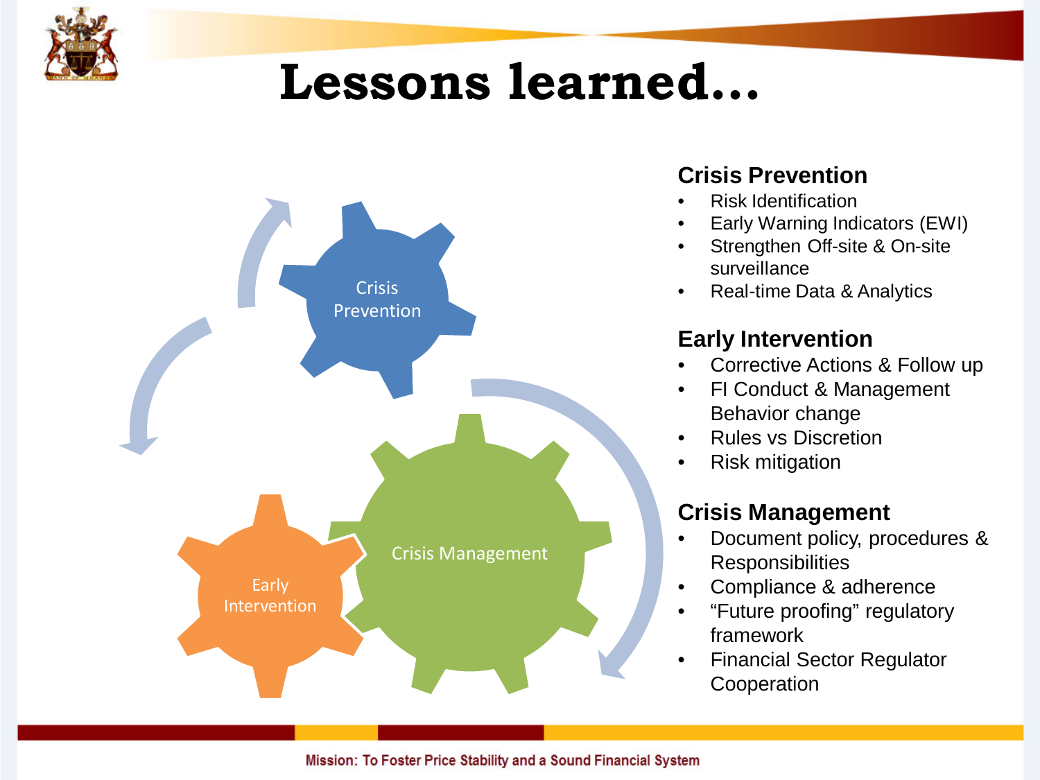# Lessons learned…

Crisis Prevention

Early Intervention

Crisis Management

### Crisis Prevention

- Risk Identification
- Early Warning Indicators (EWI)
- Strengthen Off-site & On-site surveillance
- Real-time Data & Analytics

### Early Intervention

- Corrective Actions & Follow up
- FI Conduct & Management Behavior change
- Rules vs Discretion
- Risk mitigation

### Crisis Management

- Document policy, procedures & Responsibilities
- Compliance & adherence
- “Future proofing” regulatory framework
- Financial Sector Regulator Cooperation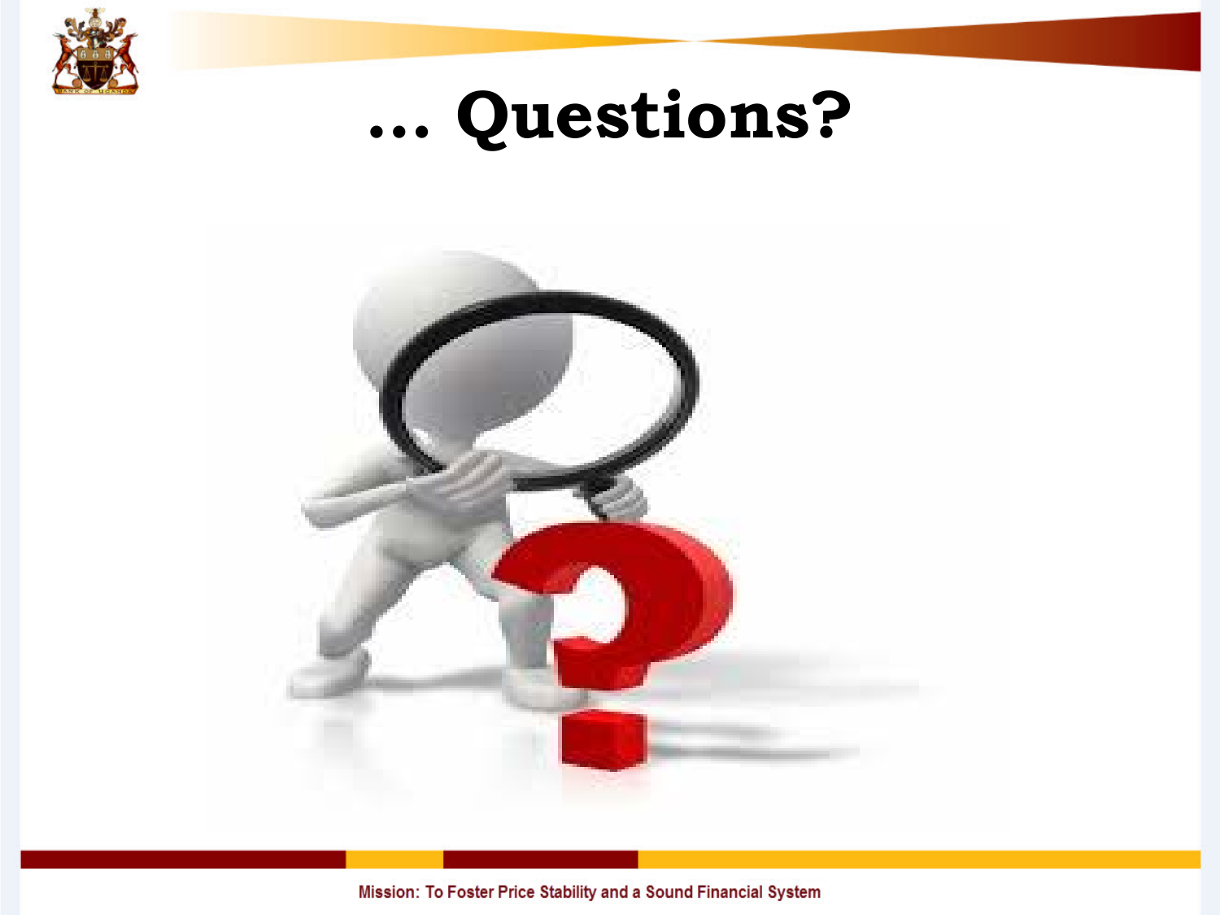# … Questions?

Mission: To Foster Price Stability and a Sound Financial System